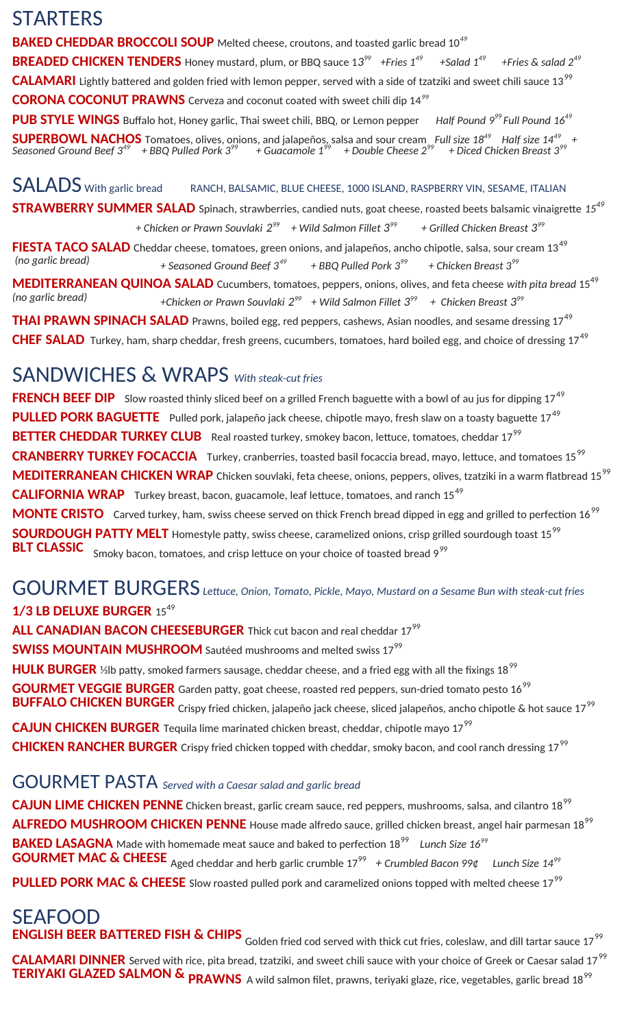# STARTERS

**BAKED CHEDDAR BROCCOLI SOUP** Melted cheese, croutons, and toasted garlic bread 10[49]

**BREADED CHICKEN TENDERS** Honey mustard, plum, or BBQ sauce 13[99] *+Fries 1[49]* *+Salad 1[49]* *+Fries & salad 2[49]*

**CALAMARI** Lightly battered and golden fried with lemon pepper, served with a side of tzatziki and sweet chili sauce 13[99]

**CORONA COCONUT PRAWNS** Cerveza and coconut coated with sweet chili dip 14[99]

**PUB STYLE WINGS** Buffalo hot, Honey garlic, Thai sweet chili, BBQ, or Lemon pepper *Half Pound 9[99]* *Full Pound 16[49]*

**SUPERBOWL NACHOS** Tomatoes, olives, onions, and jalapeños, salsa and sour cream *Full size 18[49]* *Half size 14[49]* *+ Seasoned Ground Beef 3[49]* *+ BBQ Pulled Pork 3[99]* *+ Guacamole 1[99]* *+ Double Cheese 2[99]* *+ Diced Chicken Breast 3[99]*

# SALADS With garlic bread

RANCH, BALSAMIC, BLUE CHEESE, 1000 ISLAND, RASPBERRY VIN, SESAME, ITALIAN

**STRAWBERRY SUMMER SALAD** Spinach, strawberries, candied nuts, goat cheese, roasted beets balsamic vinaigrette *15[49]*
*+ Chicken or Prawn Souvlaki 2[99]* *+ Wild Salmon Fillet 3[99]* *+ Grilled Chicken Breast 3[99]*

**FIESTA TACO SALAD** Cheddar cheese, tomatoes, green onions, and jalapeños, ancho chipotle, salsa, sour cream 13[49]
*(no garlic bread)* *+ Seasoned Ground Beef 3[49]* *+ BBQ Pulled Pork 3[99]* *+ Chicken Breast 3[99]*

**MEDITERRANEAN QUINOA SALAD** Cucumbers, tomatoes, peppers, onions, olives, and feta cheese *with pita bread* 15[49]
*(no garlic bread)* *+Chicken or Prawn Souvlaki 2[99]* *+ Wild Salmon Fillet 3[99]* *+ Chicken Breast 3[99]*

**THAI PRAWN SPINACH SALAD** Prawns, boiled egg, red peppers, cashews, Asian noodles, and sesame dressing 17[49]

**CHEF SALAD** Turkey, ham, sharp cheddar, fresh greens, cucumbers, tomatoes, hard boiled egg, and choice of dressing 17[49]

# SANDWICHES & WRAPS *With steak-cut fries*

**FRENCH BEEF DIP** Slow roasted thinly sliced beef on a grilled French baguette with a bowl of au jus for dipping 17[49]

**PULLED PORK BAGUETTE** Pulled pork, jalapeño jack cheese, chipotle mayo, fresh slaw on a toasty baguette 17[49]

**BETTER CHEDDAR TURKEY CLUB** Real roasted turkey, smokey bacon, lettuce, tomatoes, cheddar 17[99]

**CRANBERRY TURKEY FOCACCIA** Turkey, cranberries, toasted basil focaccia bread, mayo, lettuce, and tomatoes 15[99]

**MEDITERRANEAN CHICKEN WRAP** Chicken souvlaki, feta cheese, onions, peppers, olives, tzatziki in a warm flatbread 15[99]

**CALIFORNIA WRAP** Turkey breast, bacon, guacamole, leaf lettuce, tomatoes, and ranch 15[49]

**MONTE CRISTO** Carved turkey, ham, swiss cheese served on thick French bread dipped in egg and grilled to perfection 16[99]

**SOURDOUGH PATTY MELT** Homestyle patty, swiss cheese, caramelized onions, crisp grilled sourdough toast 15[99]

**BLT CLASSIC** Smoky bacon, tomatoes, and crisp lettuce on your choice of toasted bread 9[99]

# GOURMET BURGERS *Lettuce, Onion, Tomato, Pickle, Mayo, Mustard on a Sesame Bun with steak-cut fries*

**1/3 LB DELUXE BURGER** 15[49]

**ALL CANADIAN BACON CHEESEBURGER** Thick cut bacon and real cheddar 17[99]

**SWISS MOUNTAIN MUSHROOM** Sautéed mushrooms and melted swiss 17[99]

**HULK BURGER** ½lb patty, smoked farmers sausage, cheddar cheese, and a fried egg with all the fixings 18[99]

**GOURMET VEGGIE BURGER** Garden patty, goat cheese, roasted red peppers, sun-dried tomato pesto 16[99]

**BUFFALO CHICKEN BURGER** Crispy fried chicken, jalapeño jack cheese, sliced jalapeños, ancho chipotle & hot sauce 17[99]

**CAJUN CHICKEN BURGER** Tequila lime marinated chicken breast, cheddar, chipotle mayo 17[99]

**CHICKEN RANCHER BURGER** Crispy fried chicken topped with cheddar, smoky bacon, and cool ranch dressing 17[99]

# GOURMET PASTA *Served with a Caesar salad and garlic bread*

**CAJUN LIME CHICKEN PENNE** Chicken breast, garlic cream sauce, red peppers, mushrooms, salsa, and cilantro 18[99]

**ALFREDO MUSHROOM CHICKEN PENNE** House made alfredo sauce, grilled chicken breast, angel hair parmesan 18[99]

**BAKED LASAGNA** Made with homemade meat sauce and baked to perfection 18[99] *Lunch Size 16[99]*

**GOURMET MAC & CHEESE** Aged cheddar and herb garlic crumble 17[99] *+ Crumbled Bacon 99¢* *Lunch Size 14[99]*

**PULLED PORK MAC & CHEESE** Slow roasted pulled pork and caramelized onions topped with melted cheese 17[99]

# SEAFOOD

**ENGLISH BEER BATTERED FISH & CHIPS** Golden fried cod served with thick cut fries, coleslaw, and dill tartar sauce 17[99]

**CALAMARI DINNER** Served with rice, pita bread, tzatziki, and sweet chili sauce with your choice of Greek or Caesar salad 17[99]

**TERIYAKI GLAZED SALMON & PRAWNS** A wild salmon filet, prawns, teriyaki glaze, rice, vegetables, garlic bread 18[99]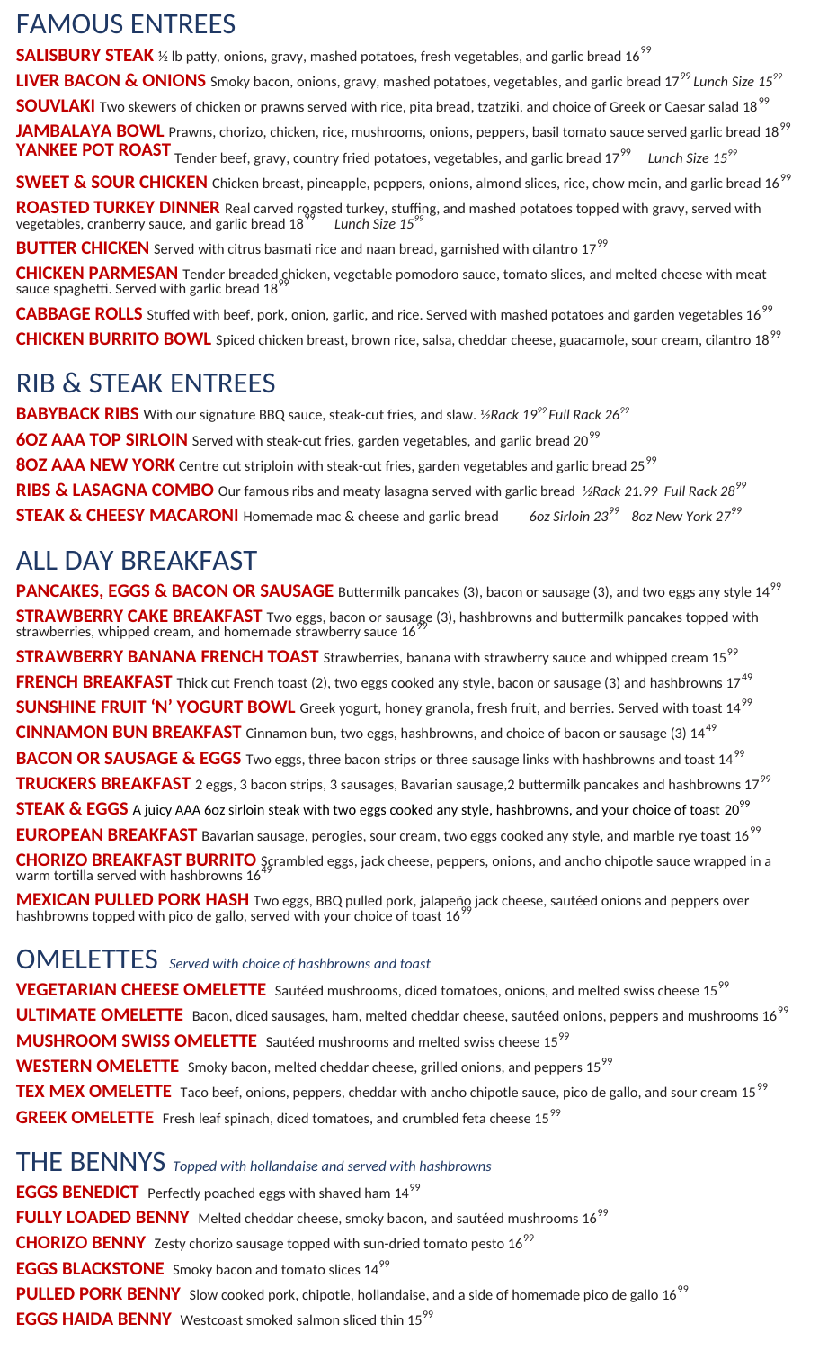# FAMOUS ENTREES

**SALISBURY STEAK** ½ lb patty, onions, gravy, mashed potatoes, fresh vegetables, and garlic bread 16.99

**LIVER BACON & ONIONS** Smoky bacon, onions, gravy, mashed potatoes, vegetables, and garlic bread 17.99 *Lunch Size 15.99*

**SOUVLAKI** Two skewers of chicken or prawns served with rice, pita bread, tzatziki, and choice of Greek or Caesar salad 18.99

**JAMBALAYA BOWL** Prawns, chorizo, chicken, rice, mushrooms, onions, peppers, basil tomato sauce served garlic bread 18.99

**YANKEE POT ROAST** Tender beef, gravy, country fried potatoes, vegetables, and garlic bread 17.99 *Lunch Size 15.99*

**SWEET & SOUR CHICKEN** Chicken breast, pineapple, peppers, onions, almond slices, rice, chow mein, and garlic bread 16.99

**ROASTED TURKEY DINNER** Real carved roasted turkey, stuffing, and mashed potatoes topped with gravy, served with vegetables, cranberry sauce, and garlic bread 18.99 *Lunch Size 15.99*

**BUTTER CHICKEN** Served with citrus basmati rice and naan bread, garnished with cilantro 17.99

**CHICKEN PARMESAN** Tender breaded chicken, vegetable pomodoro sauce, tomato slices, and melted cheese with meat sauce spaghetti. Served with garlic bread 18.99

**CABBAGE ROLLS** Stuffed with beef, pork, onion, garlic, and rice. Served with mashed potatoes and garden vegetables 16.99

**CHICKEN BURRITO BOWL** Spiced chicken breast, brown rice, salsa, cheddar cheese, guacamole, sour cream, cilantro 18.99

# RIB & STEAK ENTREES

**BABYBACK RIBS** With our signature BBQ sauce, steak-cut fries, and slaw. *½Rack 19.99 Full Rack 26.99*

**6OZ AAA TOP SIRLOIN** Served with steak-cut fries, garden vegetables, and garlic bread 20.99

**8OZ AAA NEW YORK** Centre cut striploin with steak-cut fries, garden vegetables and garlic bread 25.99

**RIBS & LASAGNA COMBO** Our famous ribs and meaty lasagna served with garlic bread *½Rack 21.99 Full Rack 28.99*

**STEAK & CHEESY MACARONI** Homemade mac & cheese and garlic bread *6oz Sirloin 23.99 8oz New York 27.99*

# ALL DAY BREAKFAST

**PANCAKES, EGGS & BACON OR SAUSAGE** Buttermilk pancakes (3), bacon or sausage (3), and two eggs any style 14.99

**STRAWBERRY CAKE BREAKFAST** Two eggs, bacon or sausage (3), hashbrowns and buttermilk pancakes topped with strawberries, whipped cream, and homemade strawberry sauce 16.99

**STRAWBERRY BANANA FRENCH TOAST** Strawberries, banana with strawberry sauce and whipped cream 15.99

**FRENCH BREAKFAST** Thick cut French toast (2), two eggs cooked any style, bacon or sausage (3) and hashbrowns 17.49

**SUNSHINE FRUIT 'N' YOGURT BOWL** Greek yogurt, honey granola, fresh fruit, and berries. Served with toast 14.99

**CINNAMON BUN BREAKFAST** Cinnamon bun, two eggs, hashbrowns, and choice of bacon or sausage (3) 14.49

**BACON OR SAUSAGE & EGGS** Two eggs, three bacon strips or three sausage links with hashbrowns and toast 14.99

**TRUCKERS BREAKFAST** 2 eggs, 3 bacon strips, 3 sausages, Bavarian sausage,2 buttermilk pancakes and hashbrowns 17.99

**STEAK & EGGS** A juicy AAA 6oz sirloin steak with two eggs cooked any style, hashbrowns, and your choice of toast 20.99

**EUROPEAN BREAKFAST** Bavarian sausage, perogies, sour cream, two eggs cooked any style, and marble rye toast 16.99

**CHORIZO BREAKFAST BURRITO** Scrambled eggs, jack cheese, peppers, onions, and ancho chipotle sauce wrapped in a warm tortilla served with hashbrowns 16.49

**MEXICAN PULLED PORK HASH** Two eggs, BBQ pulled pork, jalapeño jack cheese, sautéed onions and peppers over hashbrowns topped with pico de gallo, served with your choice of toast 16.99

# OMELETTES *Served with choice of hashbrowns and toast*

**VEGETARIAN CHEESE OMELETTE** Sautéed mushrooms, diced tomatoes, onions, and melted swiss cheese 15.99

**ULTIMATE OMELETTE** Bacon, diced sausages, ham, melted cheddar cheese, sautéed onions, peppers and mushrooms 16.99

**MUSHROOM SWISS OMELETTE** Sautéed mushrooms and melted swiss cheese 15.99

**WESTERN OMELETTE** Smoky bacon, melted cheddar cheese, grilled onions, and peppers 15.99

**TEX MEX OMELETTE** Taco beef, onions, peppers, cheddar with ancho chipotle sauce, pico de gallo, and sour cream 15.99

**GREEK OMELETTE** Fresh leaf spinach, diced tomatoes, and crumbled feta cheese 15.99

# THE BENNYS *Topped with hollandaise and served with hashbrowns*

**EGGS BENEDICT** Perfectly poached eggs with shaved ham 14.99

**FULLY LOADED BENNY** Melted cheddar cheese, smoky bacon, and sautéed mushrooms 16.99

**CHORIZO BENNY** Zesty chorizo sausage topped with sun-dried tomato pesto 16.99

**EGGS BLACKSTONE** Smoky bacon and tomato slices 14.99

**PULLED PORK BENNY** Slow cooked pork, chipotle, hollandaise, and a side of homemade pico de gallo 16.99

**EGGS HAIDA BENNY** Westcoast smoked salmon sliced thin 15.99